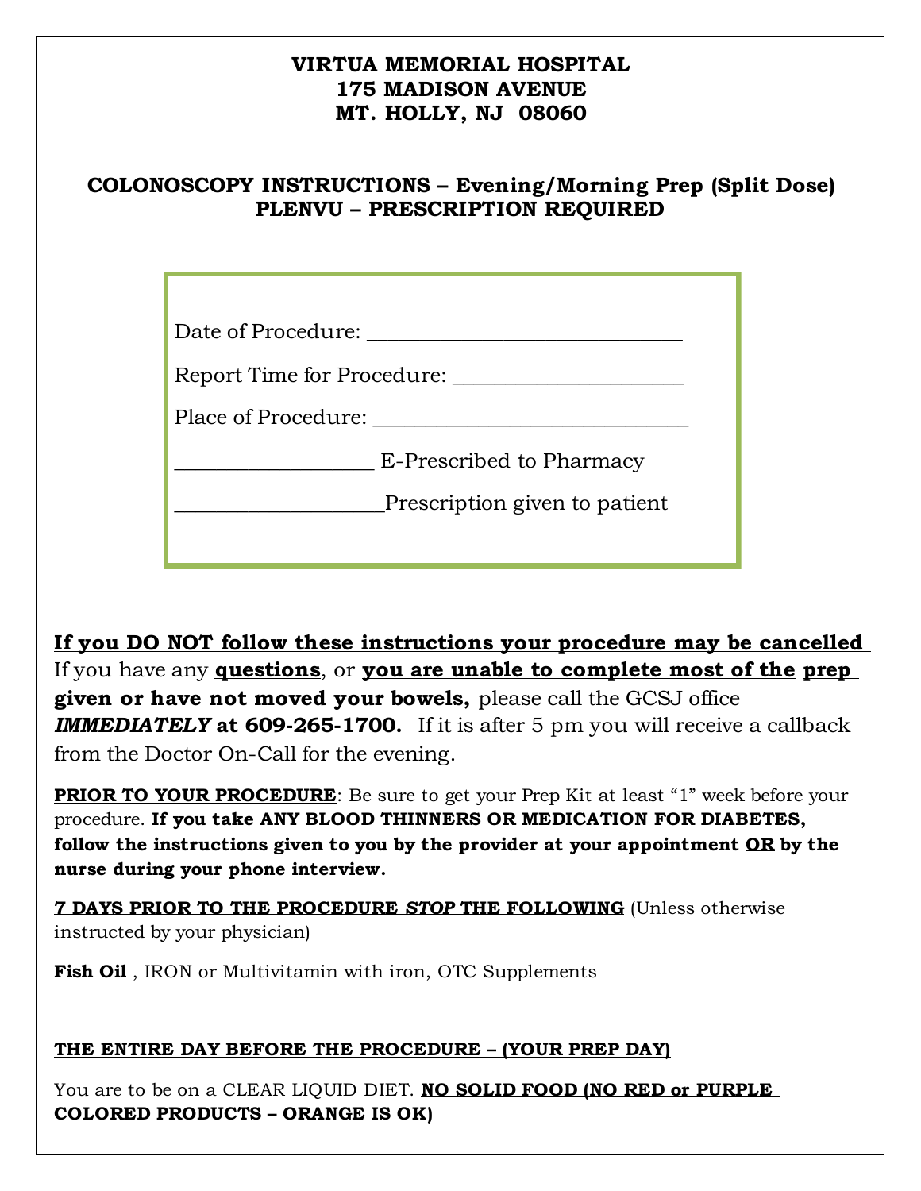# VIRTUA MEMORIAL HOSPITAL
# 175 MADISON AVENUE
# MT. HOLLY, NJ 08060

## COLONOSCOPY INSTRUCTIONS – Evening/Morning Prep (Split Dose)
## PLENVU – PRESCRIPTION REQUIRED

Date of Procedure: ______________________________

Report Time for Procedure: ______________________

Place of Procedure: ______________________________

___________________ E-Prescribed to Pharmacy

____________________Prescription given to patient

**If you DO NOT follow these instructions your procedure may be cancelled**
If you have any **questions**, or **you are unable to complete most of the prep given or have not moved your bowels,** please call the GCSJ office ***IMMEDIATELY*** **at 609-265-1700.** If it is after 5 pm you will receive a callback from the Doctor On-Call for the evening.

**PRIOR TO YOUR PROCEDURE**: Be sure to get your Prep Kit at least "1" week before your procedure. **If you take ANY BLOOD THINNERS OR MEDICATION FOR DIABETES, follow the instructions given to you by the provider at your appointment OR by the nurse during your phone interview.**

**7 DAYS PRIOR TO THE PROCEDURE *STOP* THE FOLLOWING** (Unless otherwise instructed by your physician)

**Fish Oil** , IRON or Multivitamin with iron, OTC Supplements

**THE ENTIRE DAY BEFORE THE PROCEDURE – (YOUR PREP DAY)**

You are to be on a CLEAR LIQUID DIET. **NO SOLID FOOD (NO RED or PURPLE COLORED PRODUCTS – ORANGE IS OK)**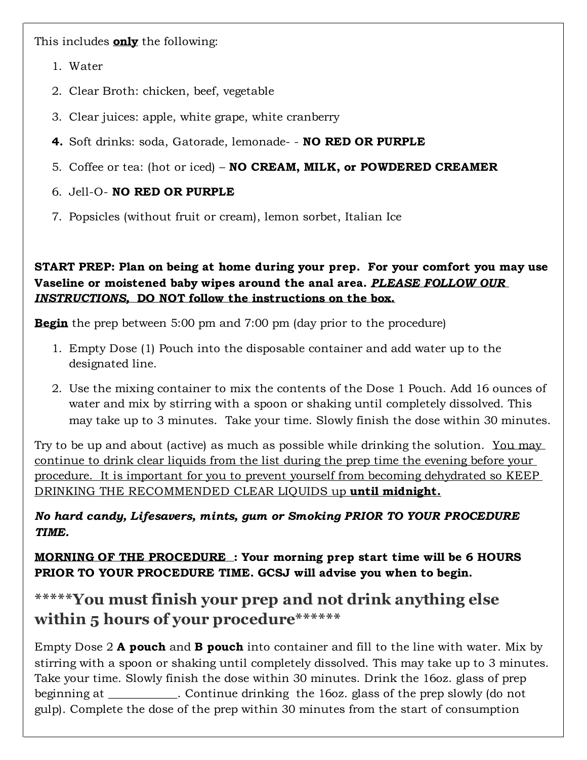This includes **only** the following:

1. Water
2. Clear Broth: chicken, beef, vegetable
3. Clear juices: apple, white grape, white cranberry
4. Soft drinks: soda, Gatorade, lemonade- - **NO RED OR PURPLE**
5. Coffee or tea: (hot or iced) – **NO CREAM, MILK, or POWDERED CREAMER**
6. Jell-O- **NO RED OR PURPLE**
7. Popsicles (without fruit or cream), lemon sorbet, Italian Ice

**START PREP: Plan on being at home during your prep. For your comfort you may use Vaseline or moistened baby wipes around the anal area. *PLEASE FOLLOW OUR INSTRUCTIONS,* DO NOT follow the instructions on the box.**

**Begin** the prep between 5:00 pm and 7:00 pm (day prior to the procedure)

1. Empty Dose (1) Pouch into the disposable container and add water up to the designated line.
2. Use the mixing container to mix the contents of the Dose 1 Pouch. Add 16 ounces of water and mix by stirring with a spoon or shaking until completely dissolved. This may take up to 3 minutes. Take your time. Slowly finish the dose within 30 minutes.

Try to be up and about (active) as much as possible while drinking the solution. You may continue to drink clear liquids from the list during the prep time the evening before your procedure. It is important for you to prevent yourself from becoming dehydrated so KEEP DRINKING THE RECOMMENDED CLEAR LIQUIDS up **until midnight.**

***No hard candy, Lifesavers, mints, gum or Smoking PRIOR TO YOUR PROCEDURE TIME.***

**MORNING OF THE PROCEDURE : Your morning prep start time will be 6 HOURS PRIOR TO YOUR PROCEDURE TIME. GCSJ will advise you when to begin.**

## *****You must finish your prep and not drink anything else within 5 hours of your procedure******

Empty Dose 2 **A pouch** and **B pouch** into container and fill to the line with water. Mix by stirring with a spoon or shaking until completely dissolved. This may take up to 3 minutes. Take your time. Slowly finish the dose within 30 minutes. Drink the 16oz. glass of prep beginning at ___________. Continue drinking the 16oz. glass of the prep slowly (do not gulp). Complete the dose of the prep within 30 minutes from the start of consumption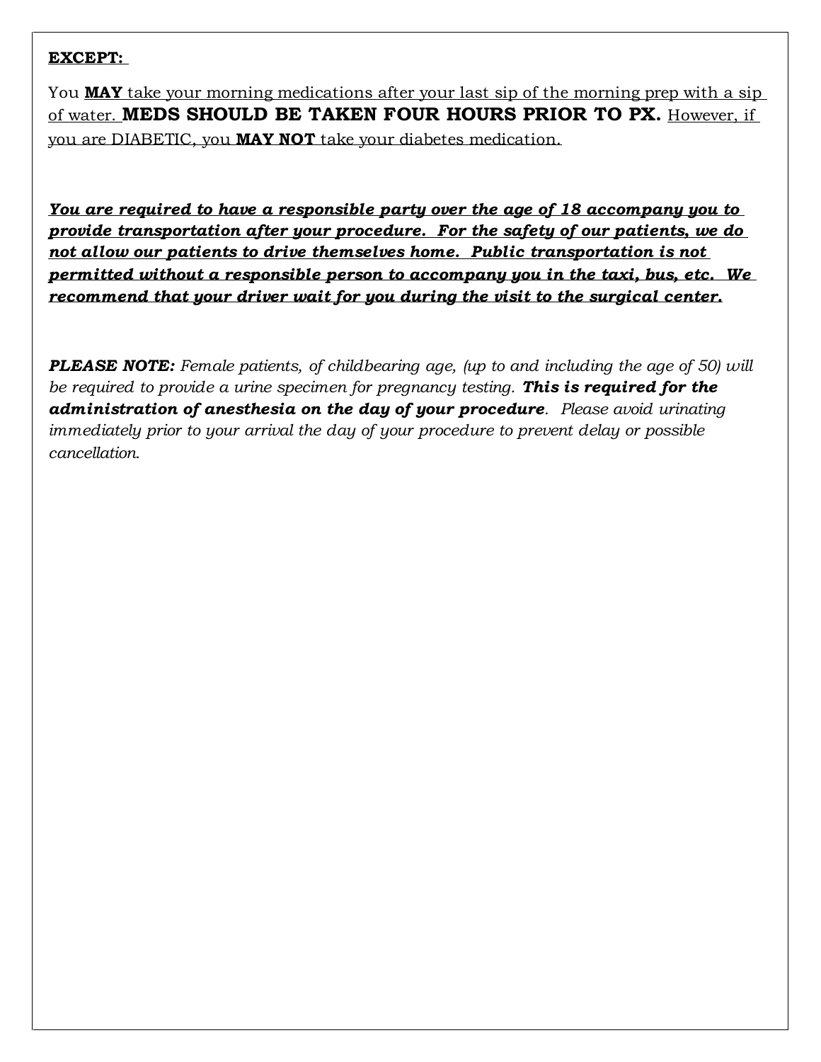**EXCEPT:**

You **MAY** take your morning medications after your last sip of the morning prep with a sip of water. **MEDS SHOULD BE TAKEN FOUR HOURS PRIOR TO PX.** However, if you are DIABETIC, you **MAY NOT** take your diabetes medication.

***You are required to have a responsible party over the age of 18 accompany you to provide transportation after your procedure. For the safety of our patients, we do not allow our patients to drive themselves home. Public transportation is not permitted without a responsible person to accompany you in the taxi, bus, etc. We recommend that your driver wait for you during the visit to the surgical center.***

***PLEASE NOTE:*** *Female patients, of childbearing age, (up to and including the age of 50) will be required to provide a urine specimen for pregnancy testing.* ***This is required for the administration of anesthesia on the day of your procedure****. Please avoid urinating immediately prior to your arrival the day of your procedure to prevent delay or possible cancellation.*